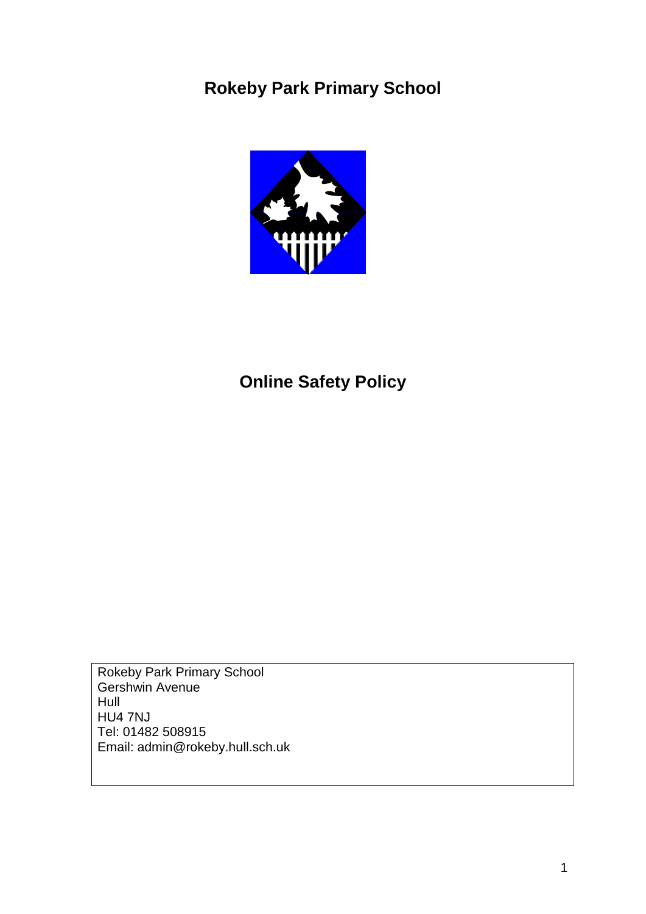# Rokeby Park Primary School

# Online Safety Policy

Rokeby Park Primary School
Gershwin Avenue
Hull
HU4 7NJ
Tel: 01482 508915
Email: admin@rokeby.hull.sch.uk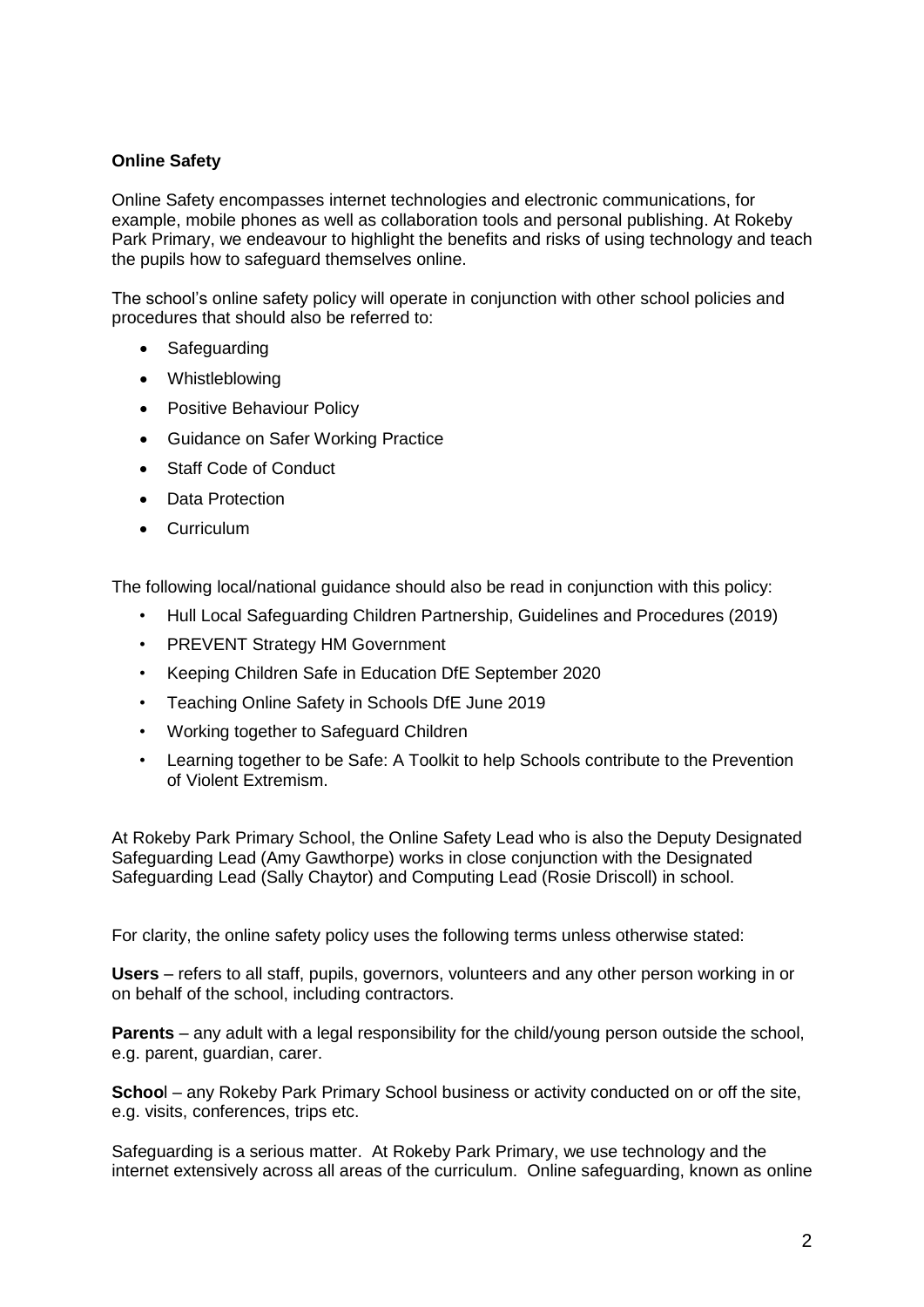**Online Safety**

Online Safety encompasses internet technologies and electronic communications, for example, mobile phones as well as collaboration tools and personal publishing. At Rokeby Park Primary, we endeavour to highlight the benefits and risks of using technology and teach the pupils how to safeguard themselves online.

The school's online safety policy will operate in conjunction with other school policies and procedures that should also be referred to:

- Safeguarding
- Whistleblowing
- Positive Behaviour Policy
- Guidance on Safer Working Practice
- Staff Code of Conduct
- Data Protection
- Curriculum

The following local/national guidance should also be read in conjunction with this policy:

- Hull Local Safeguarding Children Partnership, Guidelines and Procedures (2019)
- PREVENT Strategy HM Government
- Keeping Children Safe in Education DfE September 2020
- Teaching Online Safety in Schools DfE June 2019
- Working together to Safeguard Children
- Learning together to be Safe: A Toolkit to help Schools contribute to the Prevention of Violent Extremism.

At Rokeby Park Primary School, the Online Safety Lead who is also the Deputy Designated Safeguarding Lead (Amy Gawthorpe) works in close conjunction with the Designated Safeguarding Lead (Sally Chaytor) and Computing Lead (Rosie Driscoll) in school.

For clarity, the online safety policy uses the following terms unless otherwise stated:

**Users** – refers to all staff, pupils, governors, volunteers and any other person working in or on behalf of the school, including contractors.

**Parents** – any adult with a legal responsibility for the child/young person outside the school, e.g. parent, guardian, carer.

**Schoo**l – any Rokeby Park Primary School business or activity conducted on or off the site, e.g. visits, conferences, trips etc.

Safeguarding is a serious matter. At Rokeby Park Primary, we use technology and the internet extensively across all areas of the curriculum. Online safeguarding, known as online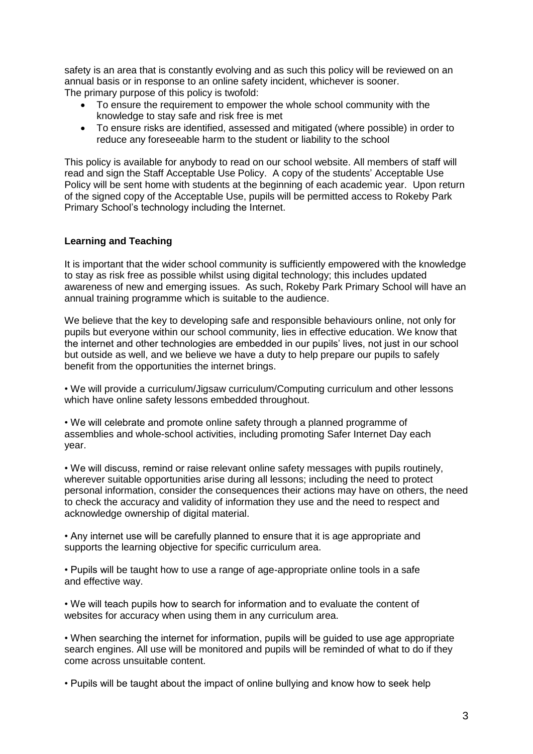safety is an area that is constantly evolving and as such this policy will be reviewed on an annual basis or in response to an online safety incident, whichever is sooner.
The primary purpose of this policy is twofold:

- To ensure the requirement to empower the whole school community with the knowledge to stay safe and risk free is met
- To ensure risks are identified, assessed and mitigated (where possible) in order to reduce any foreseeable harm to the student or liability to the school

This policy is available for anybody to read on our school website. All members of staff will read and sign the Staff Acceptable Use Policy. A copy of the students' Acceptable Use Policy will be sent home with students at the beginning of each academic year. Upon return of the signed copy of the Acceptable Use, pupils will be permitted access to Rokeby Park Primary School's technology including the Internet.

**Learning and Teaching**

It is important that the wider school community is sufficiently empowered with the knowledge to stay as risk free as possible whilst using digital technology; this includes updated awareness of new and emerging issues. As such, Rokeby Park Primary School will have an annual training programme which is suitable to the audience.

We believe that the key to developing safe and responsible behaviours online, not only for pupils but everyone within our school community, lies in effective education. We know that the internet and other technologies are embedded in our pupils' lives, not just in our school but outside as well, and we believe we have a duty to help prepare our pupils to safely benefit from the opportunities the internet brings.

• We will provide a curriculum/Jigsaw curriculum/Computing curriculum and other lessons which have online safety lessons embedded throughout.

• We will celebrate and promote online safety through a planned programme of assemblies and whole-school activities, including promoting Safer Internet Day each year.

• We will discuss, remind or raise relevant online safety messages with pupils routinely, wherever suitable opportunities arise during all lessons; including the need to protect personal information, consider the consequences their actions may have on others, the need to check the accuracy and validity of information they use and the need to respect and acknowledge ownership of digital material.

• Any internet use will be carefully planned to ensure that it is age appropriate and supports the learning objective for specific curriculum area.

• Pupils will be taught how to use a range of age-appropriate online tools in a safe and effective way.

• We will teach pupils how to search for information and to evaluate the content of websites for accuracy when using them in any curriculum area.

• When searching the internet for information, pupils will be guided to use age appropriate search engines. All use will be monitored and pupils will be reminded of what to do if they come across unsuitable content.

• Pupils will be taught about the impact of online bullying and know how to seek help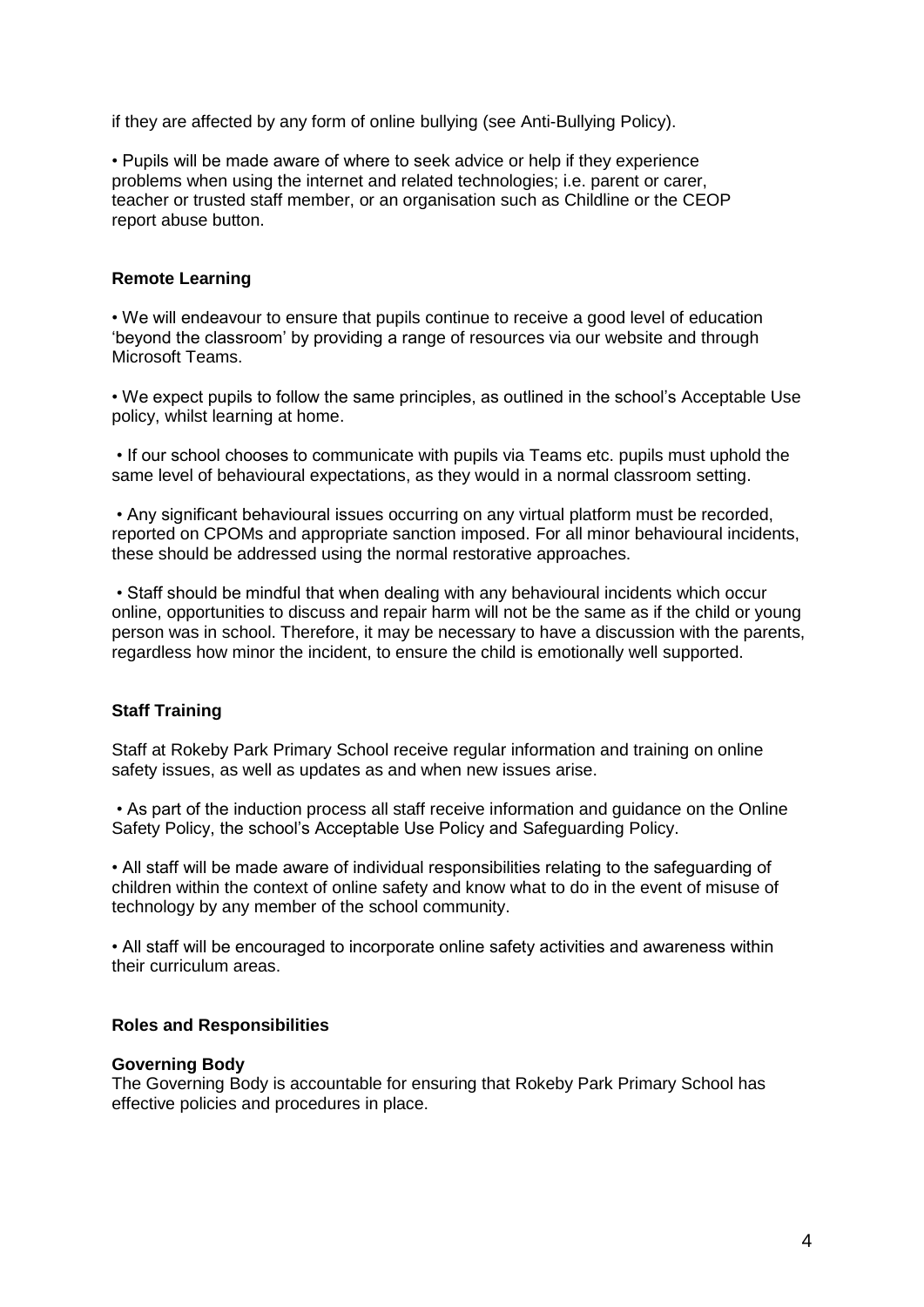if they are affected by any form of online bullying (see Anti-Bullying Policy).

- Pupils will be made aware of where to seek advice or help if they experience problems when using the internet and related technologies; i.e. parent or carer, teacher or trusted staff member, or an organisation such as Childline or the CEOP report abuse button.

**Remote Learning**

- We will endeavour to ensure that pupils continue to receive a good level of education 'beyond the classroom' by providing a range of resources via our website and through Microsoft Teams.

- We expect pupils to follow the same principles, as outlined in the school's Acceptable Use policy, whilst learning at home.

- If our school chooses to communicate with pupils via Teams etc. pupils must uphold the same level of behavioural expectations, as they would in a normal classroom setting.

- Any significant behavioural issues occurring on any virtual platform must be recorded, reported on CPOMs and appropriate sanction imposed. For all minor behavioural incidents, these should be addressed using the normal restorative approaches.

- Staff should be mindful that when dealing with any behavioural incidents which occur online, opportunities to discuss and repair harm will not be the same as if the child or young person was in school. Therefore, it may be necessary to have a discussion with the parents, regardless how minor the incident, to ensure the child is emotionally well supported.

**Staff Training**

Staff at Rokeby Park Primary School receive regular information and training on online safety issues, as well as updates as and when new issues arise.

- As part of the induction process all staff receive information and guidance on the Online Safety Policy, the school's Acceptable Use Policy and Safeguarding Policy.

- All staff will be made aware of individual responsibilities relating to the safeguarding of children within the context of online safety and know what to do in the event of misuse of technology by any member of the school community.

- All staff will be encouraged to incorporate online safety activities and awareness within their curriculum areas.

**Roles and Responsibilities**

**Governing Body**

The Governing Body is accountable for ensuring that Rokeby Park Primary School has effective policies and procedures in place.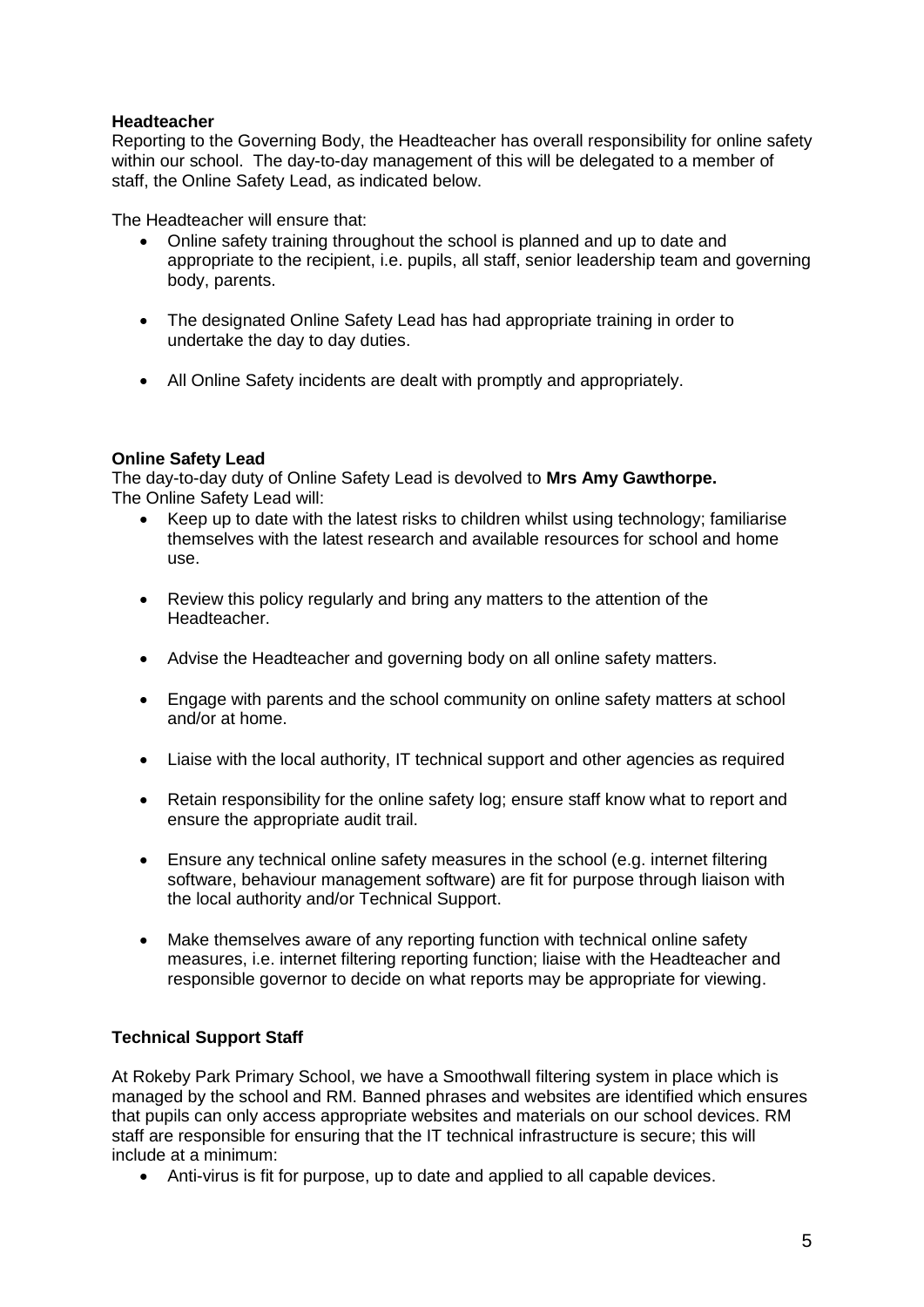**Headteacher**

Reporting to the Governing Body, the Headteacher has overall responsibility for online safety within our school. The day-to-day management of this will be delegated to a member of staff, the Online Safety Lead, as indicated below.

The Headteacher will ensure that:

- Online safety training throughout the school is planned and up to date and appropriate to the recipient, i.e. pupils, all staff, senior leadership team and governing body, parents.
- The designated Online Safety Lead has had appropriate training in order to undertake the day to day duties.
- All Online Safety incidents are dealt with promptly and appropriately.

**Online Safety Lead**

The day-to-day duty of Online Safety Lead is devolved to **Mrs Amy Gawthorpe.**
The Online Safety Lead will:

- Keep up to date with the latest risks to children whilst using technology; familiarise themselves with the latest research and available resources for school and home use.
- Review this policy regularly and bring any matters to the attention of the Headteacher.
- Advise the Headteacher and governing body on all online safety matters.
- Engage with parents and the school community on online safety matters at school and/or at home.
- Liaise with the local authority, IT technical support and other agencies as required
- Retain responsibility for the online safety log; ensure staff know what to report and ensure the appropriate audit trail.
- Ensure any technical online safety measures in the school (e.g. internet filtering software, behaviour management software) are fit for purpose through liaison with the local authority and/or Technical Support.
- Make themselves aware of any reporting function with technical online safety measures, i.e. internet filtering reporting function; liaise with the Headteacher and responsible governor to decide on what reports may be appropriate for viewing.

**Technical Support Staff**

At Rokeby Park Primary School, we have a Smoothwall filtering system in place which is managed by the school and RM. Banned phrases and websites are identified which ensures that pupils can only access appropriate websites and materials on our school devices. RM staff are responsible for ensuring that the IT technical infrastructure is secure; this will include at a minimum:

- Anti-virus is fit for purpose, up to date and applied to all capable devices.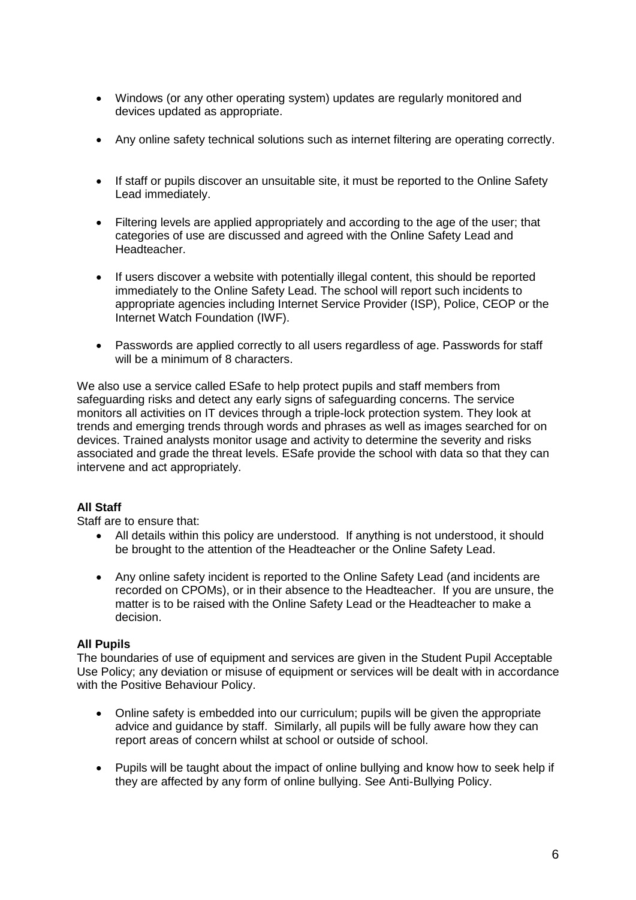- Windows (or any other operating system) updates are regularly monitored and devices updated as appropriate.
- Any online safety technical solutions such as internet filtering are operating correctly.
- If staff or pupils discover an unsuitable site, it must be reported to the Online Safety Lead immediately.
- Filtering levels are applied appropriately and according to the age of the user; that categories of use are discussed and agreed with the Online Safety Lead and Headteacher.
- If users discover a website with potentially illegal content, this should be reported immediately to the Online Safety Lead. The school will report such incidents to appropriate agencies including Internet Service Provider (ISP), Police, CEOP or the Internet Watch Foundation (IWF).
- Passwords are applied correctly to all users regardless of age. Passwords for staff will be a minimum of 8 characters.

We also use a service called ESafe to help protect pupils and staff members from safeguarding risks and detect any early signs of safeguarding concerns. The service monitors all activities on IT devices through a triple-lock protection system. They look at trends and emerging trends through words and phrases as well as images searched for on devices. Trained analysts monitor usage and activity to determine the severity and risks associated and grade the threat levels. ESafe provide the school with data so that they can intervene and act appropriately.

**All Staff**

Staff are to ensure that:

- All details within this policy are understood. If anything is not understood, it should be brought to the attention of the Headteacher or the Online Safety Lead.
- Any online safety incident is reported to the Online Safety Lead (and incidents are recorded on CPOMs), or in their absence to the Headteacher. If you are unsure, the matter is to be raised with the Online Safety Lead or the Headteacher to make a decision.

**All Pupils**

The boundaries of use of equipment and services are given in the Student Pupil Acceptable Use Policy; any deviation or misuse of equipment or services will be dealt with in accordance with the Positive Behaviour Policy.

- Online safety is embedded into our curriculum; pupils will be given the appropriate advice and guidance by staff. Similarly, all pupils will be fully aware how they can report areas of concern whilst at school or outside of school.
- Pupils will be taught about the impact of online bullying and know how to seek help if they are affected by any form of online bullying. See Anti-Bullying Policy.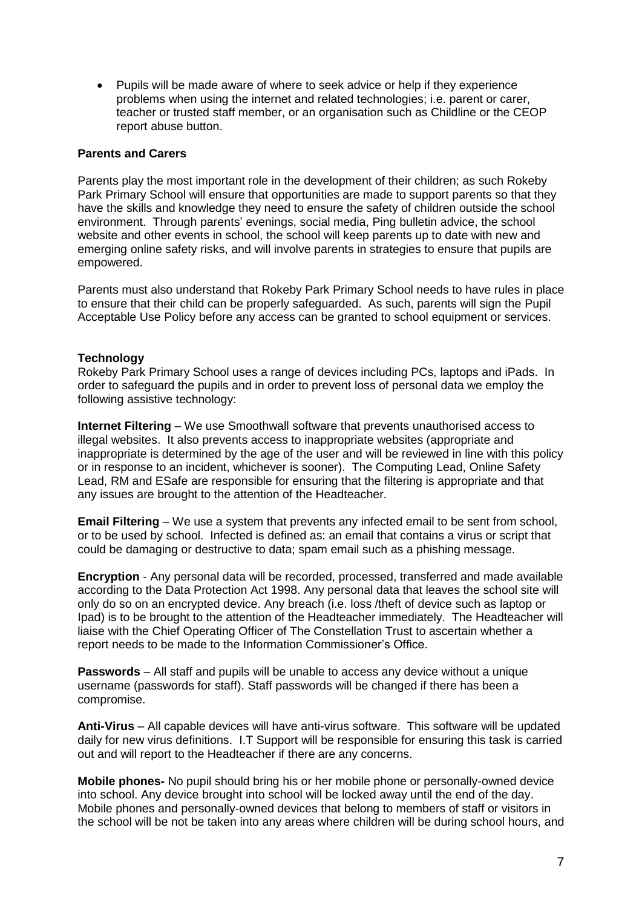- Pupils will be made aware of where to seek advice or help if they experience problems when using the internet and related technologies; i.e. parent or carer, teacher or trusted staff member, or an organisation such as Childline or the CEOP report abuse button.

**Parents and Carers**

Parents play the most important role in the development of their children; as such Rokeby Park Primary School will ensure that opportunities are made to support parents so that they have the skills and knowledge they need to ensure the safety of children outside the school environment. Through parents' evenings, social media, Ping bulletin advice, the school website and other events in school, the school will keep parents up to date with new and emerging online safety risks, and will involve parents in strategies to ensure that pupils are empowered.

Parents must also understand that Rokeby Park Primary School needs to have rules in place to ensure that their child can be properly safeguarded. As such, parents will sign the Pupil Acceptable Use Policy before any access can be granted to school equipment or services.

**Technology**

Rokeby Park Primary School uses a range of devices including PCs, laptops and iPads. In order to safeguard the pupils and in order to prevent loss of personal data we employ the following assistive technology:

**Internet Filtering** – We use Smoothwall software that prevents unauthorised access to illegal websites. It also prevents access to inappropriate websites (appropriate and inappropriate is determined by the age of the user and will be reviewed in line with this policy or in response to an incident, whichever is sooner). The Computing Lead, Online Safety Lead, RM and ESafe are responsible for ensuring that the filtering is appropriate and that any issues are brought to the attention of the Headteacher.

**Email Filtering** – We use a system that prevents any infected email to be sent from school, or to be used by school. Infected is defined as: an email that contains a virus or script that could be damaging or destructive to data; spam email such as a phishing message.

**Encryption** - Any personal data will be recorded, processed, transferred and made available according to the Data Protection Act 1998. Any personal data that leaves the school site will only do so on an encrypted device. Any breach (i.e. loss /theft of device such as laptop or Ipad) is to be brought to the attention of the Headteacher immediately. The Headteacher will liaise with the Chief Operating Officer of The Constellation Trust to ascertain whether a report needs to be made to the Information Commissioner's Office.

**Passwords** – All staff and pupils will be unable to access any device without a unique username (passwords for staff). Staff passwords will be changed if there has been a compromise.

**Anti-Virus** – All capable devices will have anti-virus software. This software will be updated daily for new virus definitions. I.T Support will be responsible for ensuring this task is carried out and will report to the Headteacher if there are any concerns.

**Mobile phones-** No pupil should bring his or her mobile phone or personally-owned device into school. Any device brought into school will be locked away until the end of the day. Mobile phones and personally-owned devices that belong to members of staff or visitors in the school will be not be taken into any areas where children will be during school hours, and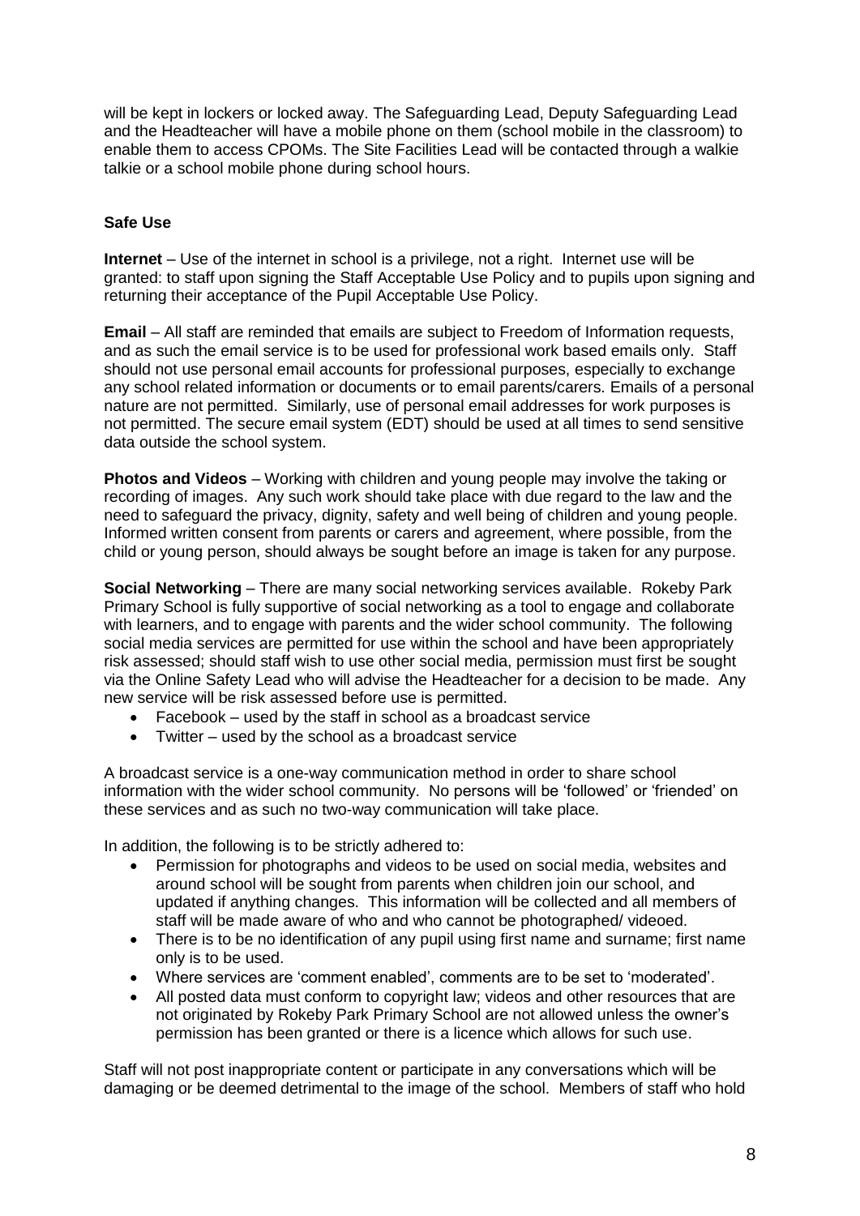will be kept in lockers or locked away. The Safeguarding Lead, Deputy Safeguarding Lead and the Headteacher will have a mobile phone on them (school mobile in the classroom) to enable them to access CPOMs. The Site Facilities Lead will be contacted through a walkie talkie or a school mobile phone during school hours.

**Safe Use**

**Internet** – Use of the internet in school is a privilege, not a right. Internet use will be granted: to staff upon signing the Staff Acceptable Use Policy and to pupils upon signing and returning their acceptance of the Pupil Acceptable Use Policy.

**Email** – All staff are reminded that emails are subject to Freedom of Information requests, and as such the email service is to be used for professional work based emails only. Staff should not use personal email accounts for professional purposes, especially to exchange any school related information or documents or to email parents/carers. Emails of a personal nature are not permitted. Similarly, use of personal email addresses for work purposes is not permitted. The secure email system (EDT) should be used at all times to send sensitive data outside the school system.

**Photos and Videos** – Working with children and young people may involve the taking or recording of images. Any such work should take place with due regard to the law and the need to safeguard the privacy, dignity, safety and well being of children and young people. Informed written consent from parents or carers and agreement, where possible, from the child or young person, should always be sought before an image is taken for any purpose.

**Social Networking** – There are many social networking services available. Rokeby Park Primary School is fully supportive of social networking as a tool to engage and collaborate with learners, and to engage with parents and the wider school community. The following social media services are permitted for use within the school and have been appropriately risk assessed; should staff wish to use other social media, permission must first be sought via the Online Safety Lead who will advise the Headteacher for a decision to be made. Any new service will be risk assessed before use is permitted.

- Facebook – used by the staff in school as a broadcast service
- Twitter – used by the school as a broadcast service

A broadcast service is a one-way communication method in order to share school information with the wider school community. No persons will be 'followed' or 'friended' on these services and as such no two-way communication will take place.

In addition, the following is to be strictly adhered to:

- Permission for photographs and videos to be used on social media, websites and around school will be sought from parents when children join our school, and updated if anything changes. This information will be collected and all members of staff will be made aware of who and who cannot be photographed/ videoed.
- There is to be no identification of any pupil using first name and surname; first name only is to be used.
- Where services are 'comment enabled', comments are to be set to 'moderated'.
- All posted data must conform to copyright law; videos and other resources that are not originated by Rokeby Park Primary School are not allowed unless the owner's permission has been granted or there is a licence which allows for such use.

Staff will not post inappropriate content or participate in any conversations which will be damaging or be deemed detrimental to the image of the school. Members of staff who hold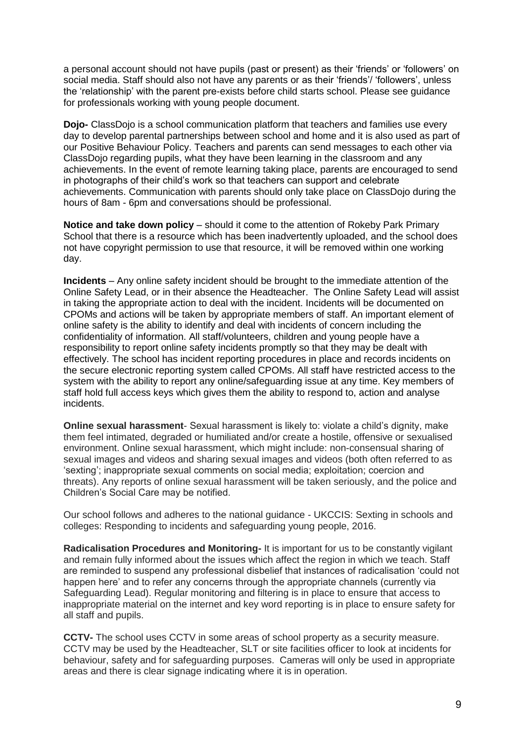a personal account should not have pupils (past or present) as their 'friends' or 'followers' on social media. Staff should also not have any parents or as their 'friends'/ 'followers', unless the 'relationship' with the parent pre-exists before child starts school. Please see guidance for professionals working with young people document.

**Dojo-** ClassDojo is a school communication platform that teachers and families use every day to develop parental partnerships between school and home and it is also used as part of our Positive Behaviour Policy. Teachers and parents can send messages to each other via ClassDojo regarding pupils, what they have been learning in the classroom and any achievements. In the event of remote learning taking place, parents are encouraged to send in photographs of their child's work so that teachers can support and celebrate achievements. Communication with parents should only take place on ClassDojo during the hours of 8am - 6pm and conversations should be professional.

**Notice and take down policy** – should it come to the attention of Rokeby Park Primary School that there is a resource which has been inadvertently uploaded, and the school does not have copyright permission to use that resource, it will be removed within one working day.

**Incidents** – Any online safety incident should be brought to the immediate attention of the Online Safety Lead, or in their absence the Headteacher. The Online Safety Lead will assist in taking the appropriate action to deal with the incident. Incidents will be documented on CPOMs and actions will be taken by appropriate members of staff. An important element of online safety is the ability to identify and deal with incidents of concern including the confidentiality of information. All staff/volunteers, children and young people have a responsibility to report online safety incidents promptly so that they may be dealt with effectively. The school has incident reporting procedures in place and records incidents on the secure electronic reporting system called CPOMs. All staff have restricted access to the system with the ability to report any online/safeguarding issue at any time. Key members of staff hold full access keys which gives them the ability to respond to, action and analyse incidents.

**Online sexual harassment**- Sexual harassment is likely to: violate a child's dignity, make them feel intimated, degraded or humiliated and/or create a hostile, offensive or sexualised environment. Online sexual harassment, which might include: non-consensual sharing of sexual images and videos and sharing sexual images and videos (both often referred to as 'sexting'; inappropriate sexual comments on social media; exploitation; coercion and threats). Any reports of online sexual harassment will be taken seriously, and the police and Children's Social Care may be notified.

Our school follows and adheres to the national guidance - UKCCIS: Sexting in schools and colleges: Responding to incidents and safeguarding young people, 2016.

**Radicalisation Procedures and Monitoring-** It is important for us to be constantly vigilant and remain fully informed about the issues which affect the region in which we teach. Staff are reminded to suspend any professional disbelief that instances of radicalisation 'could not happen here' and to refer any concerns through the appropriate channels (currently via Safeguarding Lead). Regular monitoring and filtering is in place to ensure that access to inappropriate material on the internet and key word reporting is in place to ensure safety for all staff and pupils.

**CCTV-** The school uses CCTV in some areas of school property as a security measure. CCTV may be used by the Headteacher, SLT or site facilities officer to look at incidents for behaviour, safety and for safeguarding purposes. Cameras will only be used in appropriate areas and there is clear signage indicating where it is in operation.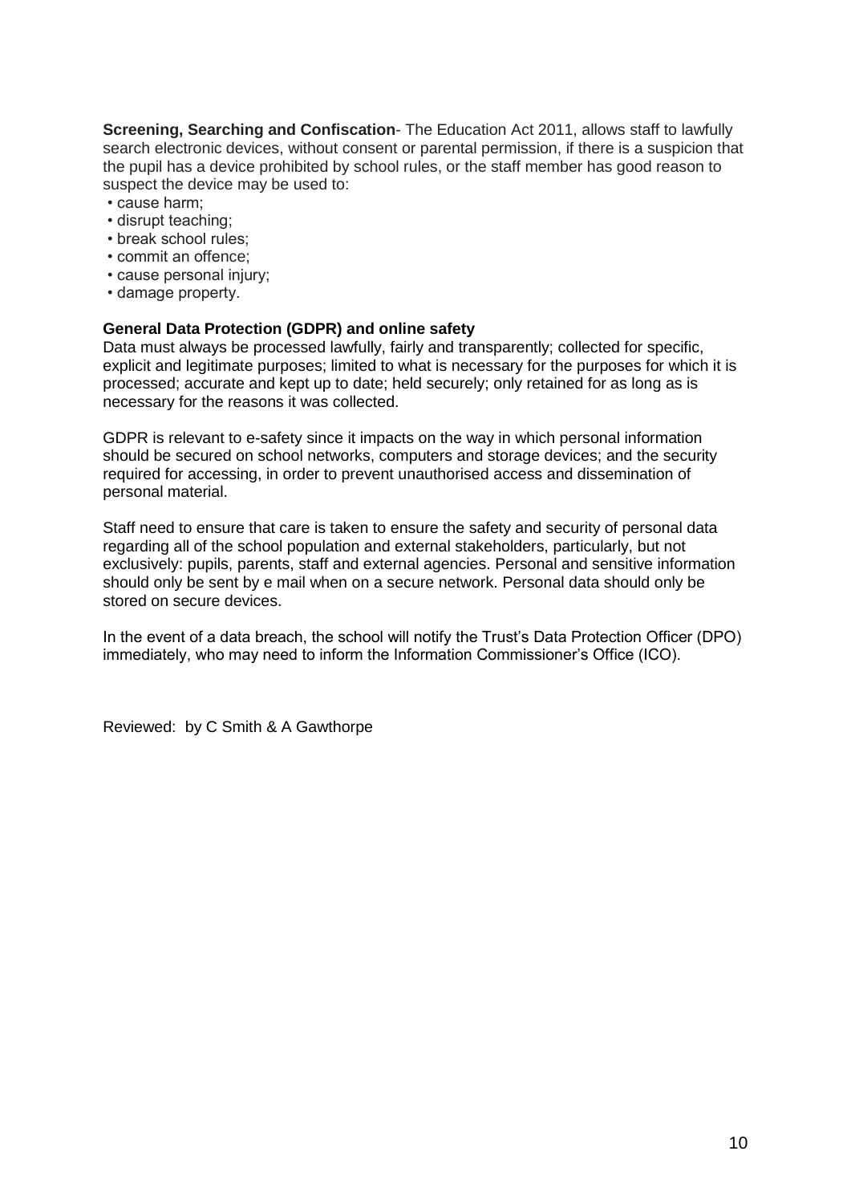**Screening, Searching and Confiscation**- The Education Act 2011, allows staff to lawfully search electronic devices, without consent or parental permission, if there is a suspicion that the pupil has a device prohibited by school rules, or the staff member has good reason to suspect the device may be used to:

- cause harm;
- disrupt teaching;
- break school rules;
- commit an offence;
- cause personal injury;
- damage property.

**General Data Protection (GDPR) and online safety**

Data must always be processed lawfully, fairly and transparently; collected for specific, explicit and legitimate purposes; limited to what is necessary for the purposes for which it is processed; accurate and kept up to date; held securely; only retained for as long as is necessary for the reasons it was collected.

GDPR is relevant to e-safety since it impacts on the way in which personal information should be secured on school networks, computers and storage devices; and the security required for accessing, in order to prevent unauthorised access and dissemination of personal material.

Staff need to ensure that care is taken to ensure the safety and security of personal data regarding all of the school population and external stakeholders, particularly, but not exclusively: pupils, parents, staff and external agencies. Personal and sensitive information should only be sent by e mail when on a secure network. Personal data should only be stored on secure devices.

In the event of a data breach, the school will notify the Trust's Data Protection Officer (DPO) immediately, who may need to inform the Information Commissioner's Office (ICO).

Reviewed: by C Smith & A Gawthorpe